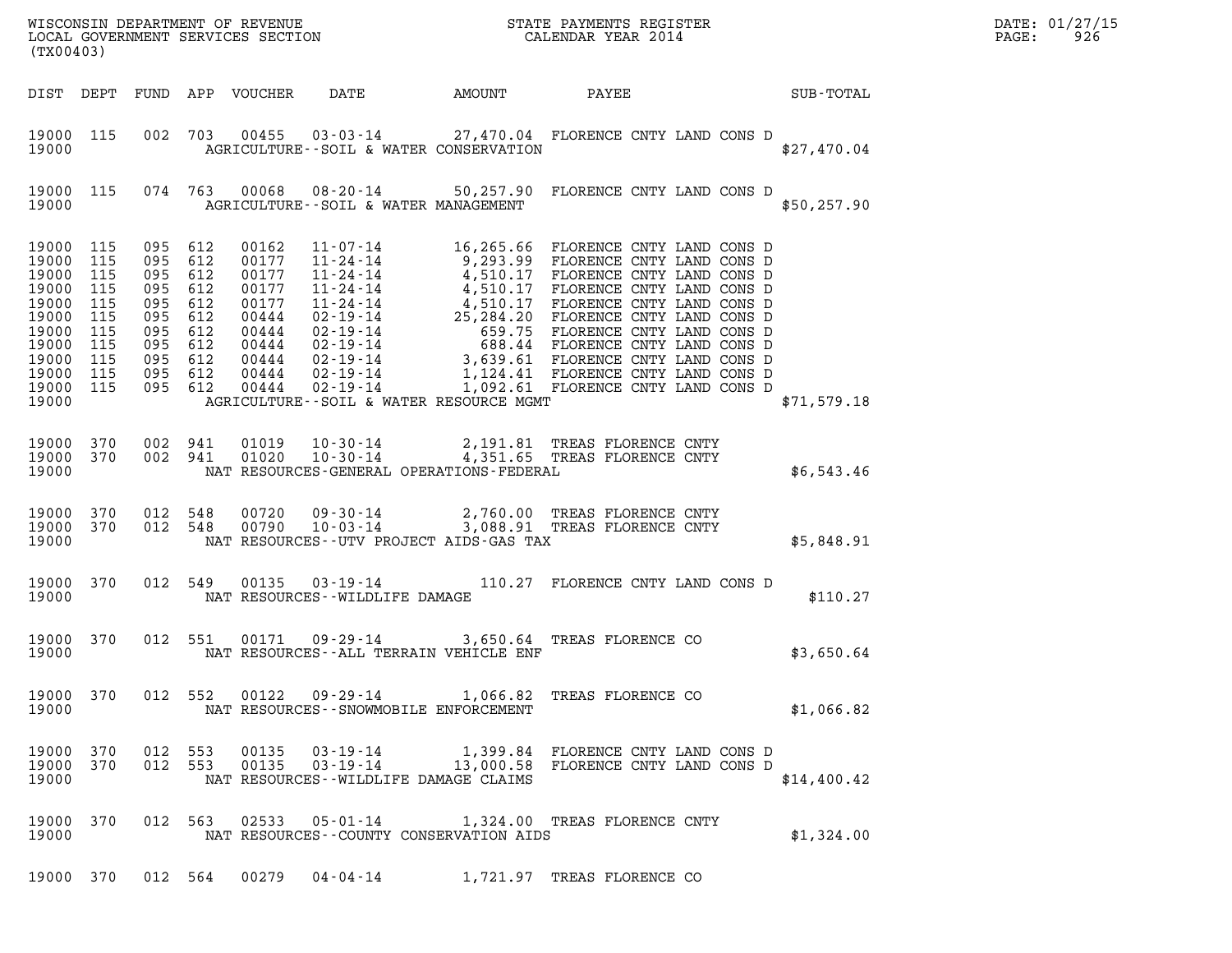WISCONSIN DEPARTMENT OF REVENUE
LOCAL GOVERNMENT SERVICES SECTION
(TX00403)

STATE PAYMENTS REGISTER
CALENDAR YEAR 2014

DATE: 01/27/15
PAGE: 926

| DIST | DEPT | FUND | APP | VOUCHER | DATE | AMOUNT | PAYEE | SUB-TOTAL |
|---|---|---|---|---|---|---|---|---|
| 19000 | 115 | 002 | 703 | 00455 | 03-03-14 | 27,470.04 | FLORENCE CNTY LAND CONS D | |
| 19000 | | | | | | AGRICULTURE--SOIL & WATER CONSERVATION | | $27,470.04 |
| 19000 | 115 | 074 | 763 | 00068 | 08-20-14 | 50,257.90 | FLORENCE CNTY LAND CONS D | |
| 19000 | | | | | | AGRICULTURE--SOIL & WATER MANAGEMENT | | $50,257.90 |
| 19000 | 115 | 095 | 612 | 00162 | 11-07-14 | 16,265.66 | FLORENCE CNTY LAND CONS D | |
| 19000 | 115 | 095 | 612 | 00177 | 11-24-14 | 9,293.99 | FLORENCE CNTY LAND CONS D | |
| 19000 | 115 | 095 | 612 | 00177 | 11-24-14 | 4,510.17 | FLORENCE CNTY LAND CONS D | |
| 19000 | 115 | 095 | 612 | 00177 | 11-24-14 | 4,510.17 | FLORENCE CNTY LAND CONS D | |
| 19000 | 115 | 095 | 612 | 00177 | 11-24-14 | 4,510.17 | FLORENCE CNTY LAND CONS D | |
| 19000 | 115 | 095 | 612 | 00444 | 02-19-14 | 25,284.20 | FLORENCE CNTY LAND CONS D | |
| 19000 | 115 | 095 | 612 | 00444 | 02-19-14 | 659.75 | FLORENCE CNTY LAND CONS D | |
| 19000 | 115 | 095 | 612 | 00444 | 02-19-14 | 688.44 | FLORENCE CNTY LAND CONS D | |
| 19000 | 115 | 095 | 612 | 00444 | 02-19-14 | 3,639.61 | FLORENCE CNTY LAND CONS D | |
| 19000 | 115 | 095 | 612 | 00444 | 02-19-14 | 1,124.41 | FLORENCE CNTY LAND CONS D | |
| 19000 | 115 | 095 | 612 | 00444 | 02-19-14 | 1,092.61 | FLORENCE CNTY LAND CONS D | |
| 19000 | | | | | | AGRICULTURE--SOIL & WATER RESOURCE MGMT | | $71,579.18 |
| 19000 | 370 | 002 | 941 | 01019 | 10-30-14 | 2,191.81 | TREAS FLORENCE CNTY | |
| 19000 | 370 | 002 | 941 | 01020 | 10-30-14 | 4,351.65 | TREAS FLORENCE CNTY | |
| 19000 | | | | | | NAT RESOURCES-GENERAL OPERATIONS-FEDERAL | | $6,543.46 |
| 19000 | 370 | 012 | 548 | 00720 | 09-30-14 | 2,760.00 | TREAS FLORENCE CNTY | |
| 19000 | 370 | 012 | 548 | 00790 | 10-03-14 | 3,088.91 | TREAS FLORENCE CNTY | |
| 19000 | | | | | | NAT RESOURCES--UTV PROJECT AIDS-GAS TAX | | $5,848.91 |
| 19000 | 370 | 012 | 549 | 00135 | 03-19-14 | 110.27 | FLORENCE CNTY LAND CONS D | |
| 19000 | | | | | | NAT RESOURCES--WILDLIFE DAMAGE | | $110.27 |
| 19000 | 370 | 012 | 551 | 00171 | 09-29-14 | 3,650.64 | TREAS FLORENCE CO | |
| 19000 | | | | | | NAT RESOURCES--ALL TERRAIN VEHICLE ENF | | $3,650.64 |
| 19000 | 370 | 012 | 552 | 00122 | 09-29-14 | 1,066.82 | TREAS FLORENCE CO | |
| 19000 | | | | | | NAT RESOURCES--SNOWMOBILE ENFORCEMENT | | $1,066.82 |
| 19000 | 370 | 012 | 553 | 00135 | 03-19-14 | 1,399.84 | FLORENCE CNTY LAND CONS D | |
| 19000 | 370 | 012 | 553 | 00135 | 03-19-14 | 13,000.58 | FLORENCE CNTY LAND CONS D | |
| 19000 | | | | | | NAT RESOURCES--WILDLIFE DAMAGE CLAIMS | | $14,400.42 |
| 19000 | 370 | 012 | 563 | 02533 | 05-01-14 | 1,324.00 | TREAS FLORENCE CNTY | |
| 19000 | | | | | | NAT RESOURCES--COUNTY CONSERVATION AIDS | | $1,324.00 |
| 19000 | 370 | 012 | 564 | 00279 | 04-04-14 | 1,721.97 | TREAS FLORENCE CO | |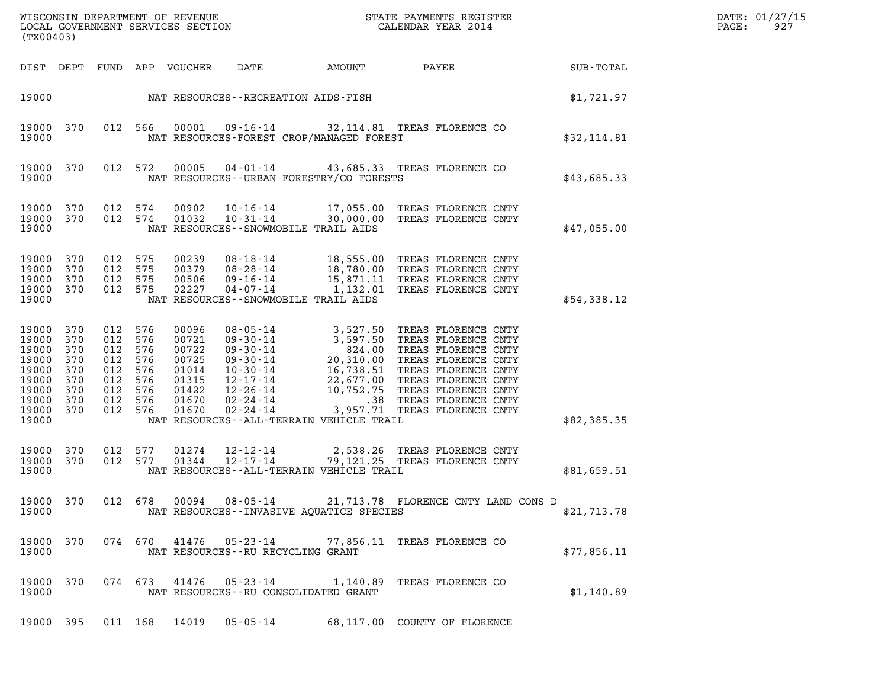WISCONSIN DEPARTMENT OF REVENUE
LOCAL GOVERNMENT SERVICES SECTION
(TX00403)

STATE PAYMENTS REGISTER
CALENDAR YEAR 2014

DATE: 01/27/15
PAGE: 927

| DIST | DEPT | FUND | APP | VOUCHER | DATE | AMOUNT | PAYEE | SUB-TOTAL |
|---|---|---|---|---|---|---|---|---|
| 19000 | | | | NAT RESOURCES--RECREATION AIDS-FISH | | | | $1,721.97 |
| 19000 | 370 | 012 | 566 | 00001 | 09-16-14 | 32,114.81 | TREAS FLORENCE CO | |
| 19000 | | | | NAT RESOURCES-FOREST CROP/MANAGED FOREST | | | | $32,114.81 |
| 19000 | 370 | 012 | 572 | 00005 | 04-01-14 | 43,685.33 | TREAS FLORENCE CO | |
| 19000 | | | | NAT RESOURCES--URBAN FORESTRY/CO FORESTS | | | | $43,685.33 |
| 19000 | 370 | 012 | 574 | 00902 | 10-16-14 | 17,055.00 | TREAS FLORENCE CNTY | |
| 19000 | 370 | 012 | 574 | 01032 | 10-31-14 | 30,000.00 | TREAS FLORENCE CNTY | |
| 19000 | | | | NAT RESOURCES--SNOWMOBILE TRAIL AIDS | | | | $47,055.00 |
| 19000 | 370 | 012 | 575 | 00239 | 08-18-14 | 18,555.00 | TREAS FLORENCE CNTY | |
| 19000 | 370 | 012 | 575 | 00379 | 08-28-14 | 18,780.00 | TREAS FLORENCE CNTY | |
| 19000 | 370 | 012 | 575 | 00506 | 09-16-14 | 15,871.11 | TREAS FLORENCE CNTY | |
| 19000 | 370 | 012 | 575 | 02227 | 04-07-14 | 1,132.01 | TREAS FLORENCE CNTY | |
| 19000 | | | | NAT RESOURCES--SNOWMOBILE TRAIL AIDS | | | | $54,338.12 |
| 19000 | 370 | 012 | 576 | 00096 | 08-05-14 | 3,527.50 | TREAS FLORENCE CNTY | |
| 19000 | 370 | 012 | 576 | 00721 | 09-30-14 | 3,597.50 | TREAS FLORENCE CNTY | |
| 19000 | 370 | 012 | 576 | 00722 | 09-30-14 | 824.00 | TREAS FLORENCE CNTY | |
| 19000 | 370 | 012 | 576 | 00725 | 09-30-14 | 20,310.00 | TREAS FLORENCE CNTY | |
| 19000 | 370 | 012 | 576 | 01014 | 10-30-14 | 16,738.51 | TREAS FLORENCE CNTY | |
| 19000 | 370 | 012 | 576 | 01315 | 12-17-14 | 22,677.00 | TREAS FLORENCE CNTY | |
| 19000 | 370 | 012 | 576 | 01422 | 12-26-14 | 10,752.75 | TREAS FLORENCE CNTY | |
| 19000 | 370 | 012 | 576 | 01670 | 02-24-14 | .38 | TREAS FLORENCE CNTY | |
| 19000 | 370 | 012 | 576 | 01670 | 02-24-14 | 3,957.71 | TREAS FLORENCE CNTY | |
| 19000 | | | | NAT RESOURCES--ALL-TERRAIN VEHICLE TRAIL | | | | $82,385.35 |
| 19000 | 370 | 012 | 577 | 01274 | 12-12-14 | 2,538.26 | TREAS FLORENCE CNTY | |
| 19000 | 370 | 012 | 577 | 01344 | 12-17-14 | 79,121.25 | TREAS FLORENCE CNTY | |
| 19000 | | | | NAT RESOURCES--ALL-TERRAIN VEHICLE TRAIL | | | | $81,659.51 |
| 19000 | 370 | 012 | 678 | 00094 | 08-05-14 | 21,713.78 | FLORENCE CNTY LAND CONS D | |
| 19000 | | | | NAT RESOURCES--INVASIVE AQUATICE SPECIES | | | | $21,713.78 |
| 19000 | 370 | 074 | 670 | 41476 | 05-23-14 | 77,856.11 | TREAS FLORENCE CO | |
| 19000 | | | | NAT RESOURCES--RU RECYCLING GRANT | | | | $77,856.11 |
| 19000 | 370 | 074 | 673 | 41476 | 05-23-14 | 1,140.89 | TREAS FLORENCE CO | |
| 19000 | | | | NAT RESOURCES--RU CONSOLIDATED GRANT | | | | $1,140.89 |
| 19000 | 395 | 011 | 168 | 14019 | 05-05-14 | 68,117.00 | COUNTY OF FLORENCE | |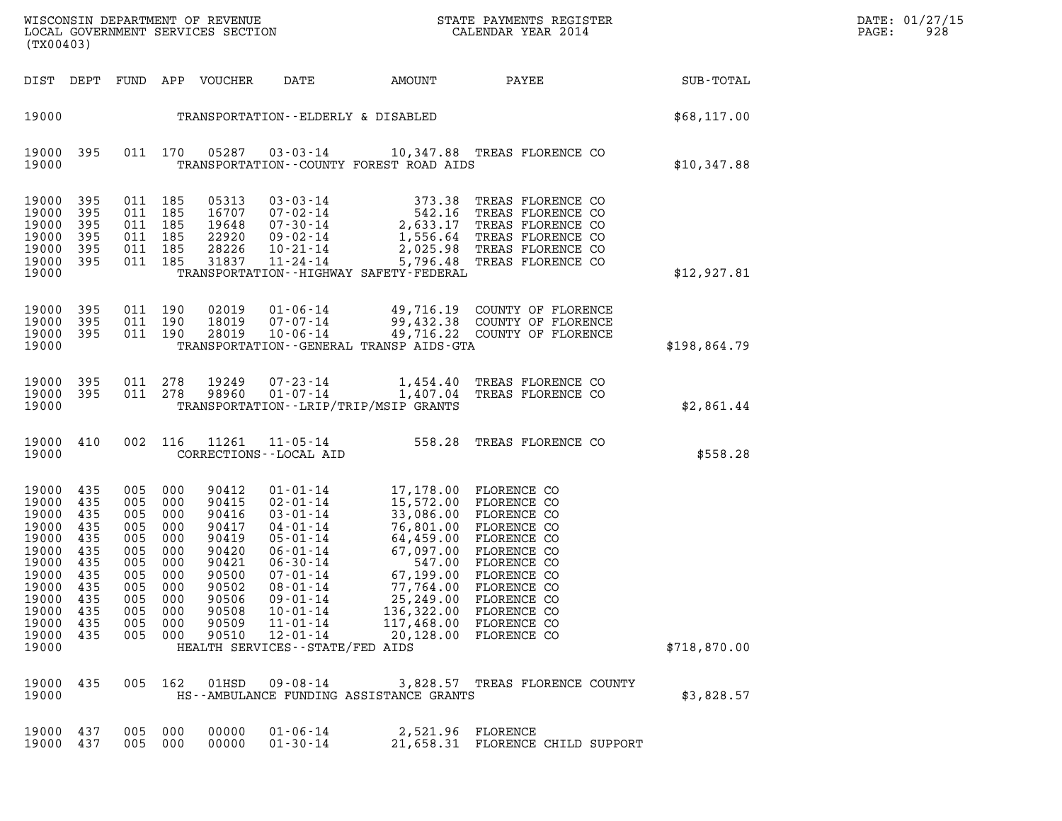WISCONSIN DEPARTMENT OF REVENUE
LOCAL GOVERNMENT SERVICES SECTION
(TX00403)

STATE PAYMENTS REGISTER
CALENDAR YEAR 2014

DATE: 01/27/15
PAGE: 928

| DIST | DEPT | FUND | APP | VOUCHER | DATE | AMOUNT | PAYEE | SUB-TOTAL |
|---|---|---|---|---|---|---|---|---|
| 19000 | | | | | TRANSPORTATION--ELDERLY & DISABLED | | | $68,117.00 |
| 19000 | 395 | 011 | 170 | 05287 | 03-03-14 | 10,347.88 | TREAS FLORENCE CO | |
| 19000 | | | | | TRANSPORTATION--COUNTY FOREST ROAD AIDS | | | $10,347.88 |
| 19000 | 395 | 011 | 185 | 05313 | 03-03-14 | 373.38 | TREAS FLORENCE CO | |
| 19000 | 395 | 011 | 185 | 16707 | 07-02-14 | 542.16 | TREAS FLORENCE CO | |
| 19000 | 395 | 011 | 185 | 19648 | 07-30-14 | 2,633.17 | TREAS FLORENCE CO | |
| 19000 | 395 | 011 | 185 | 22920 | 09-02-14 | 1,556.64 | TREAS FLORENCE CO | |
| 19000 | 395 | 011 | 185 | 28226 | 10-21-14 | 2,025.98 | TREAS FLORENCE CO | |
| 19000 | 395 | 011 | 185 | 31837 | 11-24-14 | 5,796.48 | TREAS FLORENCE CO | |
| 19000 | | | | | TRANSPORTATION--HIGHWAY SAFETY-FEDERAL | | | $12,927.81 |
| 19000 | 395 | 011 | 190 | 02019 | 01-06-14 | 49,716.19 | COUNTY OF FLORENCE | |
| 19000 | 395 | 011 | 190 | 18019 | 07-07-14 | 99,432.38 | COUNTY OF FLORENCE | |
| 19000 | 395 | 011 | 190 | 28019 | 10-06-14 | 49,716.22 | COUNTY OF FLORENCE | |
| 19000 | | | | | TRANSPORTATION--GENERAL TRANSP AIDS-GTA | | | $198,864.79 |
| 19000 | 395 | 011 | 278 | 19249 | 07-23-14 | 1,454.40 | TREAS FLORENCE CO | |
| 19000 | 395 | 011 | 278 | 98960 | 01-07-14 | 1,407.04 | TREAS FLORENCE CO | |
| 19000 | | | | | TRANSPORTATION--LRIP/TRIP/MSIP GRANTS | | | $2,861.44 |
| 19000 | 410 | 002 | 116 | 11261 | 11-05-14 | 558.28 | TREAS FLORENCE CO | |
| 19000 | | | | | CORRECTIONS--LOCAL AID | | | $558.28 |
| 19000 | 435 | 005 | 000 | 90412 | 01-01-14 | 17,178.00 | FLORENCE CO | |
| 19000 | 435 | 005 | 000 | 90415 | 02-01-14 | 15,572.00 | FLORENCE CO | |
| 19000 | 435 | 005 | 000 | 90416 | 03-01-14 | 33,086.00 | FLORENCE CO | |
| 19000 | 435 | 005 | 000 | 90417 | 04-01-14 | 76,801.00 | FLORENCE CO | |
| 19000 | 435 | 005 | 000 | 90419 | 05-01-14 | 64,459.00 | FLORENCE CO | |
| 19000 | 435 | 005 | 000 | 90420 | 06-01-14 | 67,097.00 | FLORENCE CO | |
| 19000 | 435 | 005 | 000 | 90421 | 06-30-14 | 547.00 | FLORENCE CO | |
| 19000 | 435 | 005 | 000 | 90500 | 07-01-14 | 67,199.00 | FLORENCE CO | |
| 19000 | 435 | 005 | 000 | 90502 | 08-01-14 | 77,764.00 | FLORENCE CO | |
| 19000 | 435 | 005 | 000 | 90506 | 09-01-14 | 25,249.00 | FLORENCE CO | |
| 19000 | 435 | 005 | 000 | 90508 | 10-01-14 | 136,322.00 | FLORENCE CO | |
| 19000 | 435 | 005 | 000 | 90509 | 11-01-14 | 117,468.00 | FLORENCE CO | |
| 19000 | 435 | 005 | 000 | 90510 | 12-01-14 | 20,128.00 | FLORENCE CO | |
| 19000 | | | | | HEALTH SERVICES--STATE/FED AIDS | | | $718,870.00 |
| 19000 | 435 | 005 | 162 | 01HSD | 09-08-14 | 3,828.57 | TREAS FLORENCE COUNTY | |
| 19000 | | | | | HS--AMBULANCE FUNDING ASSISTANCE GRANTS | | | $3,828.57 |
| 19000 | 437 | 005 | 000 | 00000 | 01-06-14 | 2,521.96 | FLORENCE | |
| 19000 | 437 | 005 | 000 | 00000 | 01-30-14 | 21,658.31 | FLORENCE CHILD SUPPORT | |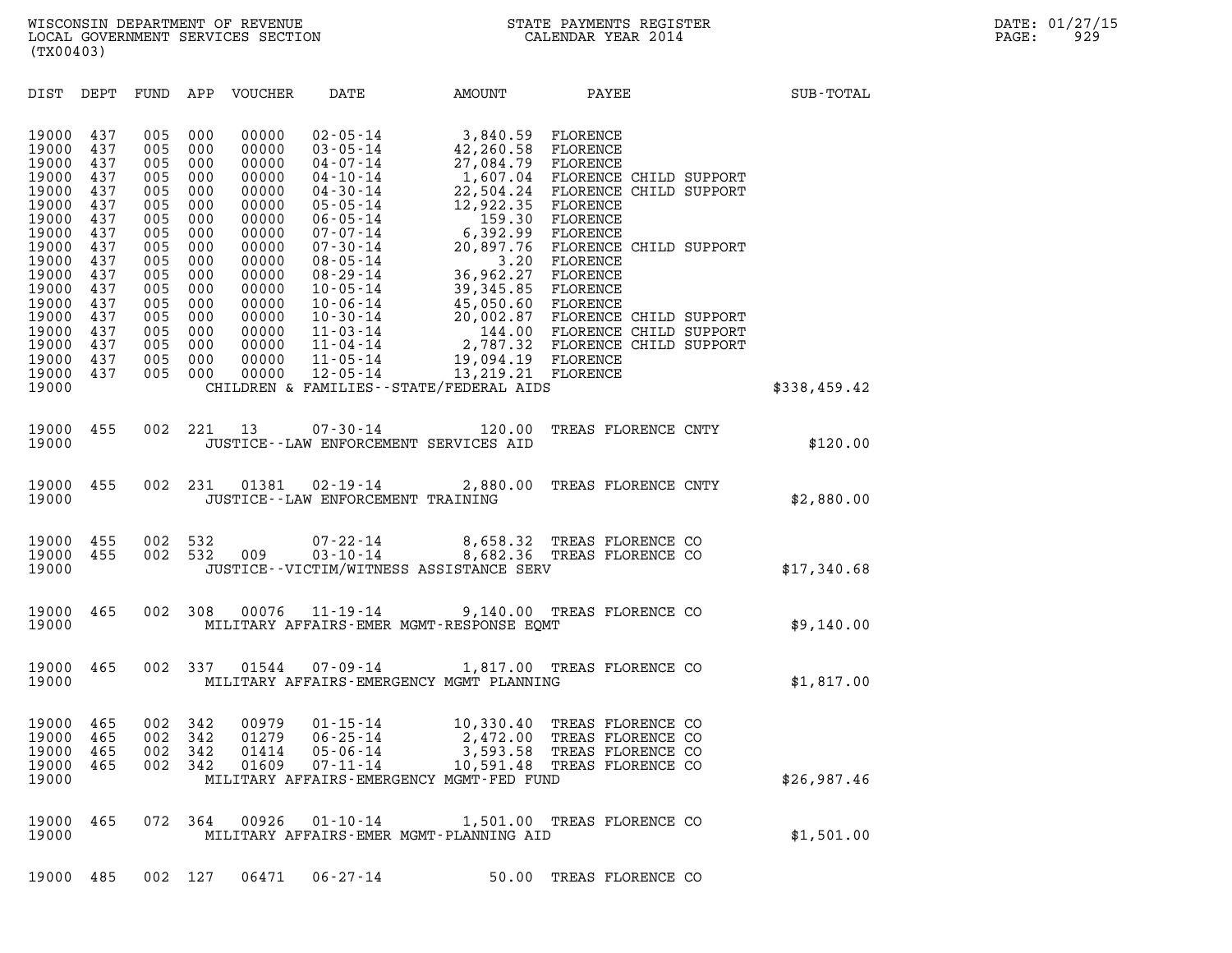WISCONSIN DEPARTMENT OF REVENUE
LOCAL GOVERNMENT SERVICES SECTION
(TX00403)

STATE PAYMENTS REGISTER
CALENDAR YEAR 2014

DATE: 01/27/15
PAGE: 929

| DIST | DEPT | FUND | APP | VOUCHER | DATE | AMOUNT | PAYEE | SUB-TOTAL |
|---|---|---|---|---|---|---|---|---|
| 19000 | 437 | 005 | 000 | 00000 | 02-05-14 | 3,840.59 | FLORENCE | |
| 19000 | 437 | 005 | 000 | 00000 | 03-05-14 | 42,260.58 | FLORENCE | |
| 19000 | 437 | 005 | 000 | 00000 | 04-07-14 | 27,084.79 | FLORENCE | |
| 19000 | 437 | 005 | 000 | 00000 | 04-10-14 | 1,607.04 | FLORENCE CHILD SUPPORT | |
| 19000 | 437 | 005 | 000 | 00000 | 04-30-14 | 22,504.24 | FLORENCE CHILD SUPPORT | |
| 19000 | 437 | 005 | 000 | 00000 | 05-05-14 | 12,922.35 | FLORENCE | |
| 19000 | 437 | 005 | 000 | 00000 | 06-05-14 | 159.30 | FLORENCE | |
| 19000 | 437 | 005 | 000 | 00000 | 07-07-14 | 6,392.99 | FLORENCE | |
| 19000 | 437 | 005 | 000 | 00000 | 07-30-14 | 20,897.76 | FLORENCE CHILD SUPPORT | |
| 19000 | 437 | 005 | 000 | 00000 | 08-05-14 | 3.20 | FLORENCE | |
| 19000 | 437 | 005 | 000 | 00000 | 08-29-14 | 36,962.27 | FLORENCE | |
| 19000 | 437 | 005 | 000 | 00000 | 10-05-14 | 39,345.85 | FLORENCE | |
| 19000 | 437 | 005 | 000 | 00000 | 10-06-14 | 45,050.60 | FLORENCE | |
| 19000 | 437 | 005 | 000 | 00000 | 10-30-14 | 20,002.87 | FLORENCE CHILD SUPPORT | |
| 19000 | 437 | 005 | 000 | 00000 | 11-03-14 | 144.00 | FLORENCE CHILD SUPPORT | |
| 19000 | 437 | 005 | 000 | 00000 | 11-04-14 | 2,787.32 | FLORENCE CHILD SUPPORT | |
| 19000 | 437 | 005 | 000 | 00000 | 11-05-14 | 19,094.19 | FLORENCE | |
| 19000 | 437 | 005 | 000 | 00000 | 12-05-14 | 13,219.21 | FLORENCE | |
| 19000 | | | | | CHILDREN & FAMILIES--STATE/FEDERAL AIDS | | | $338,459.42 |
| 19000 | 455 | 002 | 221 | 13 | 07-30-14 | 120.00 | TREAS FLORENCE CNTY | |
| 19000 | | | | | JUSTICE--LAW ENFORCEMENT SERVICES AID | | | $120.00 |
| 19000 | 455 | 002 | 231 | 01381 | 02-19-14 | 2,880.00 | TREAS FLORENCE CNTY | |
| 19000 | | | | | JUSTICE--LAW ENFORCEMENT TRAINING | | | $2,880.00 |
| 19000 | 455 | 002 | 532 | | 07-22-14 | 8,658.32 | TREAS FLORENCE CO | |
| 19000 | 455 | 002 | 532 | 009 | 03-10-14 | 8,682.36 | TREAS FLORENCE CO | |
| 19000 | | | | | JUSTICE--VICTIM/WITNESS ASSISTANCE SERV | | | $17,340.68 |
| 19000 | 465 | 002 | 308 | 00076 | 11-19-14 | 9,140.00 | TREAS FLORENCE CO | |
| 19000 | | | | | MILITARY AFFAIRS-EMER MGMT-RESPONSE EQMT | | | $9,140.00 |
| 19000 | 465 | 002 | 337 | 01544 | 07-09-14 | 1,817.00 | TREAS FLORENCE CO | |
| 19000 | | | | | MILITARY AFFAIRS-EMERGENCY MGMT PLANNING | | | $1,817.00 |
| 19000 | 465 | 002 | 342 | 00979 | 01-15-14 | 10,330.40 | TREAS FLORENCE CO | |
| 19000 | 465 | 002 | 342 | 01279 | 06-25-14 | 2,472.00 | TREAS FLORENCE CO | |
| 19000 | 465 | 002 | 342 | 01414 | 05-06-14 | 3,593.58 | TREAS FLORENCE CO | |
| 19000 | 465 | 002 | 342 | 01609 | 07-11-14 | 10,591.48 | TREAS FLORENCE CO | |
| 19000 | | | | | MILITARY AFFAIRS-EMERGENCY MGMT-FED FUND | | | $26,987.46 |
| 19000 | 465 | 072 | 364 | 00926 | 01-10-14 | 1,501.00 | TREAS FLORENCE CO | |
| 19000 | | | | | MILITARY AFFAIRS-EMER MGMT-PLANNING AID | | | $1,501.00 |
| 19000 | 485 | 002 | 127 | 06471 | 06-27-14 | 50.00 | TREAS FLORENCE CO | |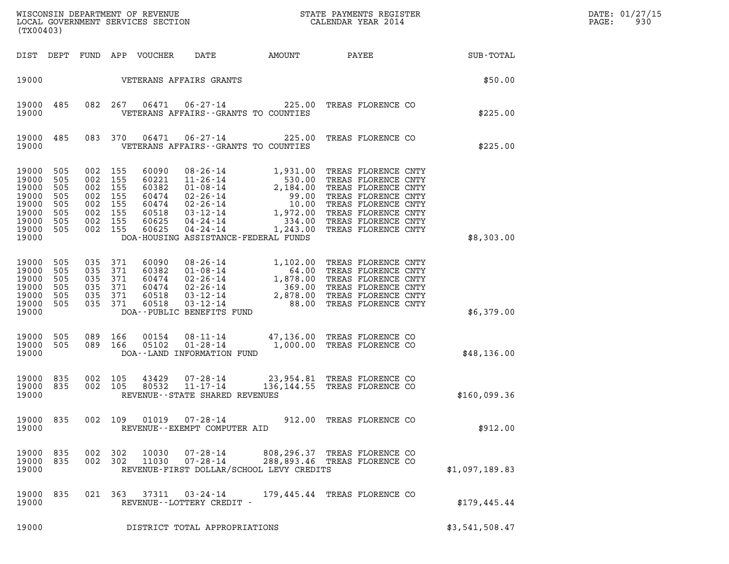WISCONSIN DEPARTMENT OF REVENUE
LOCAL GOVERNMENT SERVICES SECTION
(TX00403)

STATE PAYMENTS REGISTER
CALENDAR YEAR 2014

DATE: 01/27/15
PAGE: 930

| DIST | DEPT | FUND | APP | VOUCHER | DATE | AMOUNT | PAYEE | SUB-TOTAL |
|---|---|---|---|---|---|---|---|---|
| 19000 | | | | VETERANS AFFAIRS GRANTS | | | | $50.00 |
| 19000 | 485 | 082 | 267 | 06471 | 06-27-14 | 225.00 | TREAS FLORENCE CO | |
| 19000 | | | | VETERANS AFFAIRS--GRANTS TO COUNTIES | | | | $225.00 |
| 19000 | 485 | 083 | 370 | 06471 | 06-27-14 | 225.00 | TREAS FLORENCE CO | |
| 19000 | | | | VETERANS AFFAIRS--GRANTS TO COUNTIES | | | | $225.00 |
| 19000 | 505 | 002 | 155 | 60090 | 08-26-14 | 1,931.00 | TREAS FLORENCE CNTY | |
| 19000 | 505 | 002 | 155 | 60221 | 11-26-14 | 530.00 | TREAS FLORENCE CNTY | |
| 19000 | 505 | 002 | 155 | 60382 | 01-08-14 | 2,184.00 | TREAS FLORENCE CNTY | |
| 19000 | 505 | 002 | 155 | 60474 | 02-26-14 | 99.00 | TREAS FLORENCE CNTY | |
| 19000 | 505 | 002 | 155 | 60474 | 02-26-14 | 10.00 | TREAS FLORENCE CNTY | |
| 19000 | 505 | 002 | 155 | 60518 | 03-12-14 | 1,972.00 | TREAS FLORENCE CNTY | |
| 19000 | 505 | 002 | 155 | 60625 | 04-24-14 | 334.00 | TREAS FLORENCE CNTY | |
| 19000 | 505 | 002 | 155 | 60625 | 04-24-14 | 1,243.00 | TREAS FLORENCE CNTY | |
| 19000 | | | | DOA-HOUSING ASSISTANCE-FEDERAL FUNDS | | | | $8,303.00 |
| 19000 | 505 | 035 | 371 | 60090 | 08-26-14 | 1,102.00 | TREAS FLORENCE CNTY | |
| 19000 | 505 | 035 | 371 | 60382 | 01-08-14 | 64.00 | TREAS FLORENCE CNTY | |
| 19000 | 505 | 035 | 371 | 60474 | 02-26-14 | 1,878.00 | TREAS FLORENCE CNTY | |
| 19000 | 505 | 035 | 371 | 60474 | 02-26-14 | 369.00 | TREAS FLORENCE CNTY | |
| 19000 | 505 | 035 | 371 | 60518 | 03-12-14 | 2,878.00 | TREAS FLORENCE CNTY | |
| 19000 | 505 | 035 | 371 | 60518 | 03-12-14 | 88.00 | TREAS FLORENCE CNTY | |
| 19000 | | | | DOA--PUBLIC BENEFITS FUND | | | | $6,379.00 |
| 19000 | 505 | 089 | 166 | 00154 | 08-11-14 | 47,136.00 | TREAS FLORENCE CO | |
| 19000 | 505 | 089 | 166 | 05102 | 01-28-14 | 1,000.00 | TREAS FLORENCE CO | |
| 19000 | | | | DOA--LAND INFORMATION FUND | | | | $48,136.00 |
| 19000 | 835 | 002 | 105 | 43429 | 07-28-14 | 23,954.81 | TREAS FLORENCE CO | |
| 19000 | 835 | 002 | 105 | 80532 | 11-17-14 | 136,144.55 | TREAS FLORENCE CO | |
| 19000 | | | | REVENUE--STATE SHARED REVENUES | | | | $160,099.36 |
| 19000 | 835 | 002 | 109 | 01019 | 07-28-14 | 912.00 | TREAS FLORENCE CO | |
| 19000 | | | | REVENUE--EXEMPT COMPUTER AID | | | | $912.00 |
| 19000 | 835 | 002 | 302 | 10030 | 07-28-14 | 808,296.37 | TREAS FLORENCE CO | |
| 19000 | 835 | 002 | 302 | 11030 | 07-28-14 | 288,893.46 | TREAS FLORENCE CO | |
| 19000 | | | | REVENUE-FIRST DOLLAR/SCHOOL LEVY CREDITS | | | | $1,097,189.83 |
| 19000 | 835 | 021 | 363 | 37311 | 03-24-14 | 179,445.44 | TREAS FLORENCE CO | |
| 19000 | | | | REVENUE--LOTTERY CREDIT - | | | | $179,445.44 |
| 19000 | | | | DISTRICT TOTAL APPROPRIATIONS | | | | $3,541,508.47 |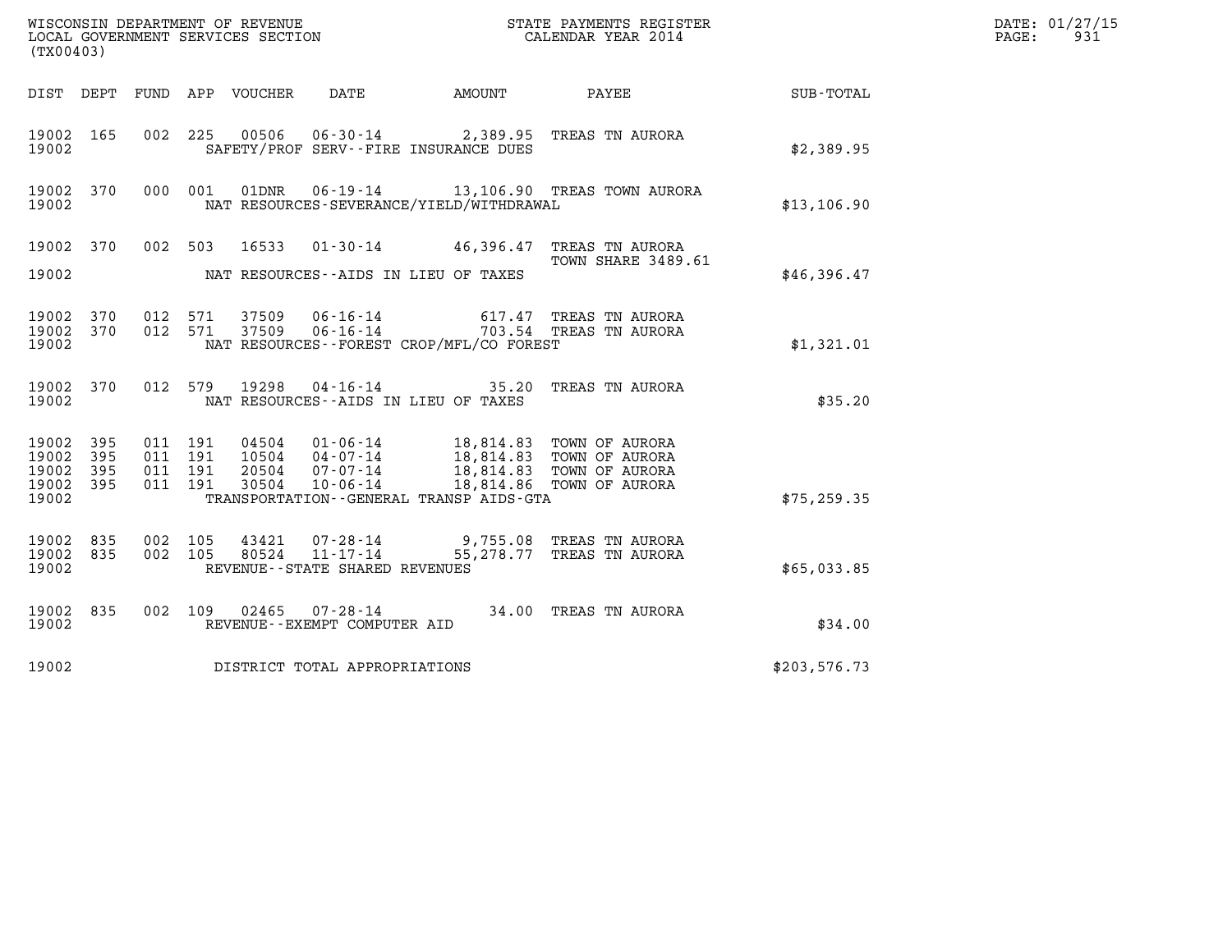WISCONSIN DEPARTMENT OF REVENUE
LOCAL GOVERNMENT SERVICES SECTION
(TX00403)

STATE PAYMENTS REGISTER
CALENDAR YEAR 2014

DATE: 01/27/15
PAGE: 931

| DIST | DEPT | FUND | APP | VOUCHER | DATE | AMOUNT | PAYEE | SUB-TOTAL |
|---|---|---|---|---|---|---|---|---|
| 19002 | 165 | 002 | 225 | 00506 | 06-30-14 | 2,389.95 | TREAS TN AURORA | |
| 19002 | | | | | SAFETY/PROF SERV--FIRE INSURANCE DUES | | | $2,389.95 |
| 19002 | 370 | 000 | 001 | 01DNR | 06-19-14 | 13,106.90 | TREAS TOWN AURORA | |
| 19002 | | | | | NAT RESOURCES-SEVERANCE/YIELD/WITHDRAWAL | | | $13,106.90 |
| 19002 | 370 | 002 | 503 | 16533 | 01-30-14 | 46,396.47 | TREAS TN AURORA TOWN SHARE 3489.61 | |
| 19002 | | | | | NAT RESOURCES--AIDS IN LIEU OF TAXES | | | $46,396.47 |
| 19002 | 370 | 012 | 571 | 37509 | 06-16-14 | 617.47 | TREAS TN AURORA | |
| 19002 | 370 | 012 | 571 | 37509 | 06-16-14 | 703.54 | TREAS TN AURORA | |
| 19002 | | | | | NAT RESOURCES--FOREST CROP/MFL/CO FOREST | | | $1,321.01 |
| 19002 | 370 | 012 | 579 | 19298 | 04-16-14 | 35.20 | TREAS TN AURORA | |
| 19002 | | | | | NAT RESOURCES--AIDS IN LIEU OF TAXES | | | $35.20 |
| 19002 | 395 | 011 | 191 | 04504 | 01-06-14 | 18,814.83 | TOWN OF AURORA | |
| 19002 | 395 | 011 | 191 | 10504 | 04-07-14 | 18,814.83 | TOWN OF AURORA | |
| 19002 | 395 | 011 | 191 | 20504 | 07-07-14 | 18,814.83 | TOWN OF AURORA | |
| 19002 | 395 | 011 | 191 | 30504 | 10-06-14 | 18,814.86 | TOWN OF AURORA | |
| 19002 | | | | | TRANSPORTATION--GENERAL TRANSP AIDS-GTA | | | $75,259.35 |
| 19002 | 835 | 002 | 105 | 43421 | 07-28-14 | 9,755.08 | TREAS TN AURORA | |
| 19002 | 835 | 002 | 105 | 80524 | 11-17-14 | 55,278.77 | TREAS TN AURORA | |
| 19002 | | | | | REVENUE--STATE SHARED REVENUES | | | $65,033.85 |
| 19002 | 835 | 002 | 109 | 02465 | 07-28-14 | 34.00 | TREAS TN AURORA | |
| 19002 | | | | | REVENUE--EXEMPT COMPUTER AID | | | $34.00 |
| 19002 | | | | | DISTRICT TOTAL APPROPRIATIONS | | | $203,576.73 |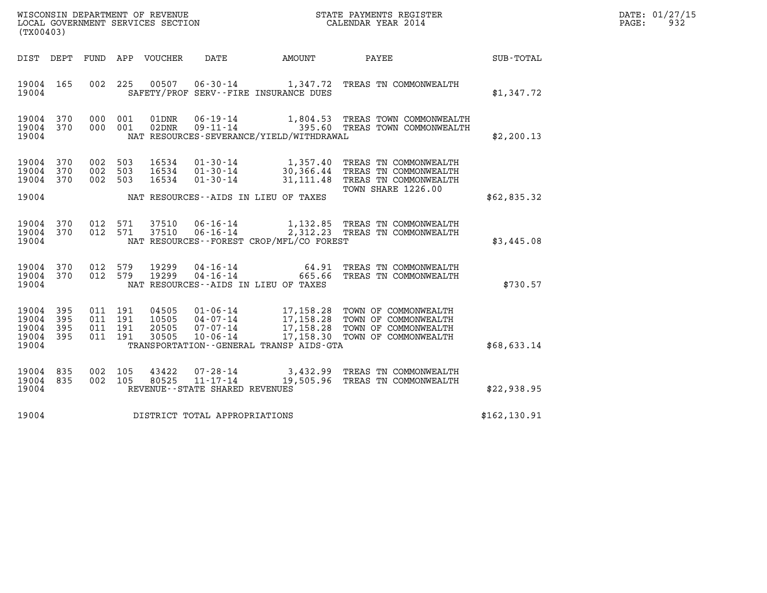WISCONSIN DEPARTMENT OF REVENUE
LOCAL GOVERNMENT SERVICES SECTION
(TX00403)

STATE PAYMENTS REGISTER
CALENDAR YEAR 2014

DATE: 01/27/15
PAGE: 932

| DIST | DEPT | FUND | APP | VOUCHER | DATE | AMOUNT | PAYEE | SUB-TOTAL |
|---|---|---|---|---|---|---|---|---|
| 19004 | 165 | 002 | 225 | 00507 | 06-30-14 | 1,347.72 | TREAS TN COMMONWEALTH | |
| 19004 | | | | SAFETY/PROF SERV--FIRE INSURANCE DUES | | | | $1,347.72 |
| 19004 | 370 | 000 | 001 | 01DNR | 06-19-14 | 1,804.53 | TREAS TOWN COMMONWEALTH | |
| 19004 | 370 | 000 | 001 | 02DNR | 09-11-14 | 395.60 | TREAS TOWN COMMONWEALTH | |
| 19004 | | | | NAT RESOURCES-SEVERANCE/YIELD/WITHDRAWAL | | | | $2,200.13 |
| 19004 | 370 | 002 | 503 | 16534 | 01-30-14 | 1,357.40 | TREAS TN COMMONWEALTH | |
| 19004 | 370 | 002 | 503 | 16534 | 01-30-14 | 30,366.44 | TREAS TN COMMONWEALTH | |
| 19004 | 370 | 002 | 503 | 16534 | 01-30-14 | 31,111.48 | TREAS TN COMMONWEALTH TOWN SHARE 1226.00 | |
| 19004 | | | | NAT RESOURCES--AIDS IN LIEU OF TAXES | | | | $62,835.32 |
| 19004 | 370 | 012 | 571 | 37510 | 06-16-14 | 1,132.85 | TREAS TN COMMONWEALTH | |
| 19004 | 370 | 012 | 571 | 37510 | 06-16-14 | 2,312.23 | TREAS TN COMMONWEALTH | |
| 19004 | | | | NAT RESOURCES--FOREST CROP/MFL/CO FOREST | | | | $3,445.08 |
| 19004 | 370 | 012 | 579 | 19299 | 04-16-14 | 64.91 | TREAS TN COMMONWEALTH | |
| 19004 | 370 | 012 | 579 | 19299 | 04-16-14 | 665.66 | TREAS TN COMMONWEALTH | |
| 19004 | | | | NAT RESOURCES--AIDS IN LIEU OF TAXES | | | | $730.57 |
| 19004 | 395 | 011 | 191 | 04505 | 01-06-14 | 17,158.28 | TOWN OF COMMONWEALTH | |
| 19004 | 395 | 011 | 191 | 10505 | 04-07-14 | 17,158.28 | TOWN OF COMMONWEALTH | |
| 19004 | 395 | 011 | 191 | 20505 | 07-07-14 | 17,158.28 | TOWN OF COMMONWEALTH | |
| 19004 | 395 | 011 | 191 | 30505 | 10-06-14 | 17,158.30 | TOWN OF COMMONWEALTH | |
| 19004 | | | | TRANSPORTATION--GENERAL TRANSP AIDS-GTA | | | | $68,633.14 |
| 19004 | 835 | 002 | 105 | 43422 | 07-28-14 | 3,432.99 | TREAS TN COMMONWEALTH | |
| 19004 | 835 | 002 | 105 | 80525 | 11-17-14 | 19,505.96 | TREAS TN COMMONWEALTH | |
| 19004 | | | | REVENUE--STATE SHARED REVENUES | | | | $22,938.95 |
| 19004 | | | | DISTRICT TOTAL APPROPRIATIONS | | | | $162,130.91 |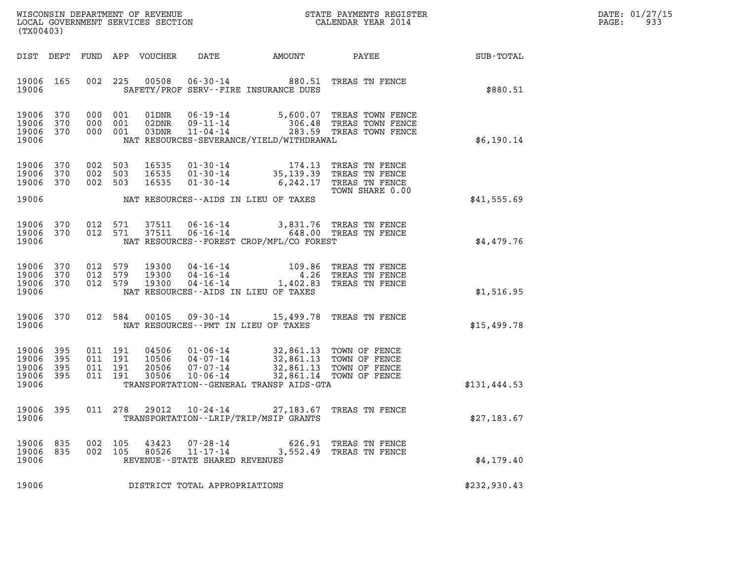WISCONSIN DEPARTMENT OF REVENUE
LOCAL GOVERNMENT SERVICES SECTION
(TX00403)

STATE PAYMENTS REGISTER
CALENDAR YEAR 2014

DATE: 01/27/15
PAGE: 933

| DIST | DEPT | FUND | APP | VOUCHER | DATE | AMOUNT | PAYEE | SUB-TOTAL |
|---|---|---|---|---|---|---|---|---|
| 19006 | 165 | 002 | 225 | 00508 | 06-30-14 | 880.51 | TREAS TN FENCE | |
| 19006 | | | | | SAFETY/PROF SERV--FIRE INSURANCE DUES | | | $880.51 |
| 19006 | 370 | 000 | 001 | 01DNR | 06-19-14 | 5,600.07 | TREAS TOWN FENCE | |
| 19006 | 370 | 000 | 001 | 02DNR | 09-11-14 | 306.48 | TREAS TOWN FENCE | |
| 19006 | 370 | 000 | 001 | 03DNR | 11-04-14 | 283.59 | TREAS TOWN FENCE | |
| 19006 | | | | | NAT RESOURCES-SEVERANCE/YIELD/WITHDRAWAL | | | $6,190.14 |
| 19006 | 370 | 002 | 503 | 16535 | 01-30-14 | 174.13 | TREAS TN FENCE | |
| 19006 | 370 | 002 | 503 | 16535 | 01-30-14 | 35,139.39 | TREAS TN FENCE | |
| 19006 | 370 | 002 | 503 | 16535 | 01-30-14 | 6,242.17 | TREAS TN FENCE TOWN SHARE 0.00 | |
| 19006 | | | | | NAT RESOURCES--AIDS IN LIEU OF TAXES | | | $41,555.69 |
| 19006 | 370 | 012 | 571 | 37511 | 06-16-14 | 3,831.76 | TREAS TN FENCE | |
| 19006 | 370 | 012 | 571 | 37511 | 06-16-14 | 648.00 | TREAS TN FENCE | |
| 19006 | | | | | NAT RESOURCES--FOREST CROP/MFL/CO FOREST | | | $4,479.76 |
| 19006 | 370 | 012 | 579 | 19300 | 04-16-14 | 109.86 | TREAS TN FENCE | |
| 19006 | 370 | 012 | 579 | 19300 | 04-16-14 | 4.26 | TREAS TN FENCE | |
| 19006 | 370 | 012 | 579 | 19300 | 04-16-14 | 1,402.83 | TREAS TN FENCE | |
| 19006 | | | | | NAT RESOURCES--AIDS IN LIEU OF TAXES | | | $1,516.95 |
| 19006 | 370 | 012 | 584 | 00105 | 09-30-14 | 15,499.78 | TREAS TN FENCE | |
| 19006 | | | | | NAT RESOURCES--PMT IN LIEU OF TAXES | | | $15,499.78 |
| 19006 | 395 | 011 | 191 | 04506 | 01-06-14 | 32,861.13 | TOWN OF FENCE | |
| 19006 | 395 | 011 | 191 | 10506 | 04-07-14 | 32,861.13 | TOWN OF FENCE | |
| 19006 | 395 | 011 | 191 | 20506 | 07-07-14 | 32,861.13 | TOWN OF FENCE | |
| 19006 | 395 | 011 | 191 | 30506 | 10-06-14 | 32,861.14 | TOWN OF FENCE | |
| 19006 | | | | | TRANSPORTATION--GENERAL TRANSP AIDS-GTA | | | $131,444.53 |
| 19006 | 395 | 011 | 278 | 29012 | 10-24-14 | 27,183.67 | TREAS TN FENCE | |
| 19006 | | | | | TRANSPORTATION--LRIP/TRIP/MSIP GRANTS | | | $27,183.67 |
| 19006 | 835 | 002 | 105 | 43423 | 07-28-14 | 626.91 | TREAS TN FENCE | |
| 19006 | 835 | 002 | 105 | 80526 | 11-17-14 | 3,552.49 | TREAS TN FENCE | |
| 19006 | | | | | REVENUE--STATE SHARED REVENUES | | | $4,179.40 |
| 19006 | | | | | DISTRICT TOTAL APPROPRIATIONS | | | $232,930.43 |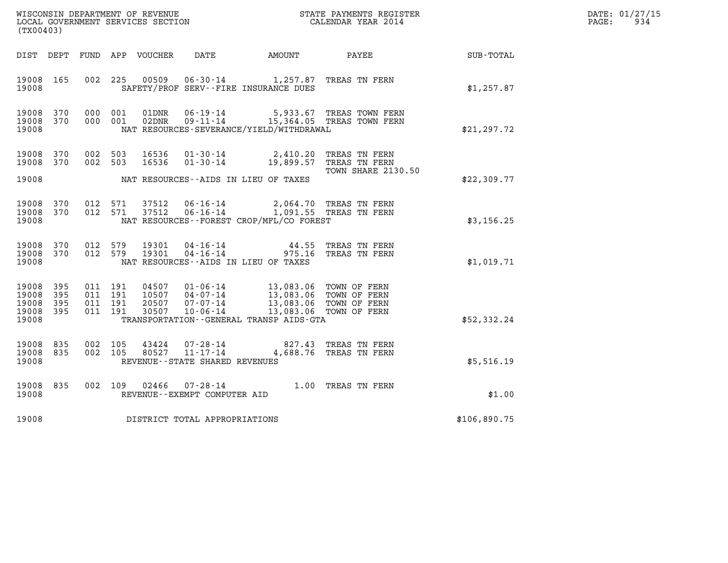WISCONSIN DEPARTMENT OF REVENUE
LOCAL GOVERNMENT SERVICES SECTION
(TX00403)

STATE PAYMENTS REGISTER
CALENDAR YEAR 2014

DATE: 01/27/15
PAGE: 934

| DIST | DEPT | FUND | APP | VOUCHER | DATE | AMOUNT | PAYEE | SUB-TOTAL |
|---|---|---|---|---|---|---|---|---|
| 19008 | 165 | 002 | 225 | 00509 | 06-30-14 | 1,257.87 | TREAS TN FERN | |
| 19008 | | | | | SAFETY/PROF SERV--FIRE INSURANCE DUES | | | $1,257.87 |
| 19008 | 370 | 000 | 001 | 01DNR | 06-19-14 | 5,933.67 | TREAS TOWN FERN | |
| 19008 | 370 | 000 | 001 | 02DNR | 09-11-14 | 15,364.05 | TREAS TOWN FERN | |
| 19008 | | | | | NAT RESOURCES-SEVERANCE/YIELD/WITHDRAWAL | | | $21,297.72 |
| 19008 | 370 | 002 | 503 | 16536 | 01-30-14 | 2,410.20 | TREAS TN FERN | |
| 19008 | 370 | 002 | 503 | 16536 | 01-30-14 | 19,899.57 | TREAS TN FERN TOWN SHARE 2130.50 | |
| 19008 | | | | | NAT RESOURCES--AIDS IN LIEU OF TAXES | | | $22,309.77 |
| 19008 | 370 | 012 | 571 | 37512 | 06-16-14 | 2,064.70 | TREAS TN FERN | |
| 19008 | 370 | 012 | 571 | 37512 | 06-16-14 | 1,091.55 | TREAS TN FERN | |
| 19008 | | | | | NAT RESOURCES--FOREST CROP/MFL/CO FOREST | | | $3,156.25 |
| 19008 | 370 | 012 | 579 | 19301 | 04-16-14 | 44.55 | TREAS TN FERN | |
| 19008 | 370 | 012 | 579 | 19301 | 04-16-14 | 975.16 | TREAS TN FERN | |
| 19008 | | | | | NAT RESOURCES--AIDS IN LIEU OF TAXES | | | $1,019.71 |
| 19008 | 395 | 011 | 191 | 04507 | 01-06-14 | 13,083.06 | TOWN OF FERN | |
| 19008 | 395 | 011 | 191 | 10507 | 04-07-14 | 13,083.06 | TOWN OF FERN | |
| 19008 | 395 | 011 | 191 | 20507 | 07-07-14 | 13,083.06 | TOWN OF FERN | |
| 19008 | 395 | 011 | 191 | 30507 | 10-06-14 | 13,083.06 | TOWN OF FERN | |
| 19008 | | | | | TRANSPORTATION--GENERAL TRANSP AIDS-GTA | | | $52,332.24 |
| 19008 | 835 | 002 | 105 | 43424 | 07-28-14 | 827.43 | TREAS TN FERN | |
| 19008 | 835 | 002 | 105 | 80527 | 11-17-14 | 4,688.76 | TREAS TN FERN | |
| 19008 | | | | | REVENUE--STATE SHARED REVENUES | | | $5,516.19 |
| 19008 | 835 | 002 | 109 | 02466 | 07-28-14 | 1.00 | TREAS TN FERN | |
| 19008 | | | | | REVENUE--EXEMPT COMPUTER AID | | | $1.00 |
| 19008 | | | | | DISTRICT TOTAL APPROPRIATIONS | | | $106,890.75 |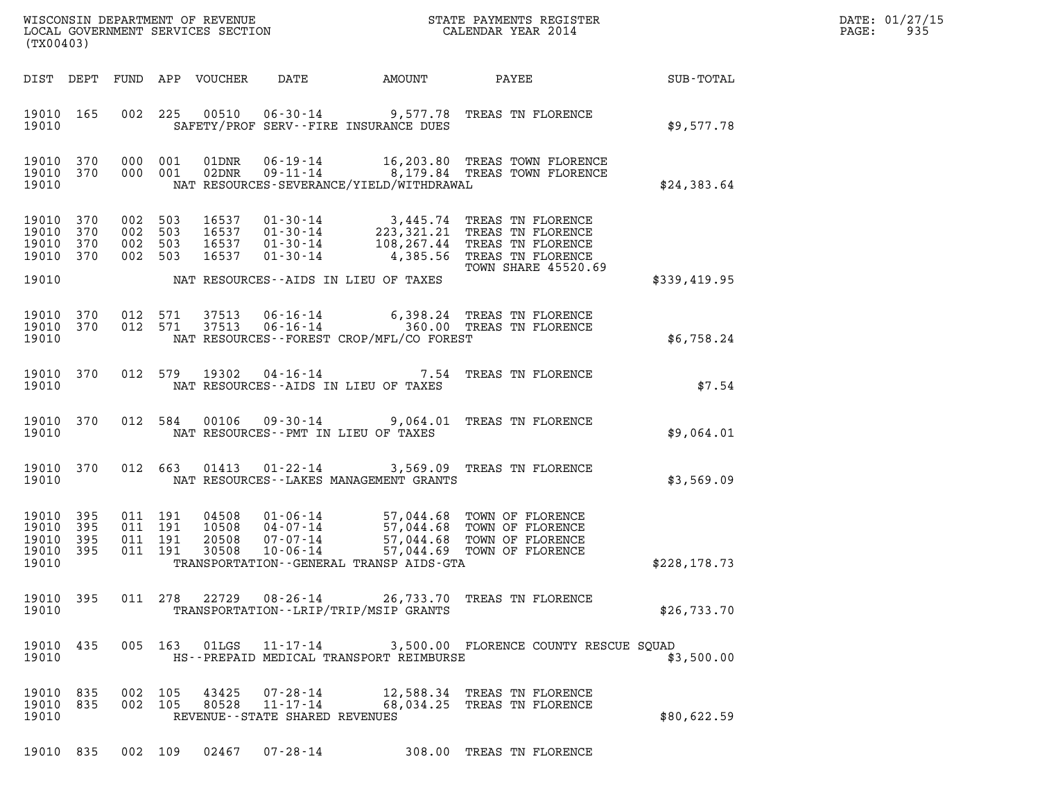WISCONSIN DEPARTMENT OF REVENUE
LOCAL GOVERNMENT SERVICES SECTION
(TX00403)

STATE PAYMENTS REGISTER
CALENDAR YEAR 2014

DATE: 01/27/15

| DIST | DEPT | FUND | APP | VOUCHER | DATE | AMOUNT | PAYEE | SUB-TOTAL |
|---|---|---|---|---|---|---|---|---|
| 19010 | 165 | 002 | 225 | 00510 | 06-30-14 | 9,577.78 | TREAS TN FLORENCE | |
| 19010 | | | | | SAFETY/PROF SERV--FIRE INSURANCE DUES | | | $9,577.78 |
| 19010 | 370 | 000 | 001 | 01DNR | 06-19-14 | 16,203.80 | TREAS TOWN FLORENCE | |
| 19010 | 370 | 000 | 001 | 02DNR | 09-11-14 | 8,179.84 | TREAS TOWN FLORENCE | |
| 19010 | | | | | NAT RESOURCES-SEVERANCE/YIELD/WITHDRAWAL | | | $24,383.64 |
| 19010 | 370 | 002 | 503 | 16537 | 01-30-14 | 3,445.74 | TREAS TN FLORENCE | |
| 19010 | 370 | 002 | 503 | 16537 | 01-30-14 | 223,321.21 | TREAS TN FLORENCE | |
| 19010 | 370 | 002 | 503 | 16537 | 01-30-14 | 108,267.44 | TREAS TN FLORENCE | |
| 19010 | 370 | 002 | 503 | 16537 | 01-30-14 | 4,385.56 | TREAS TN FLORENCE<br>TOWN SHARE 45520.69 | |
| 19010 | | | | | NAT RESOURCES--AIDS IN LIEU OF TAXES | | | $339,419.95 |
| 19010 | 370 | 012 | 571 | 37513 | 06-16-14 | 6,398.24 | TREAS TN FLORENCE | |
| 19010 | 370 | 012 | 571 | 37513 | 06-16-14 | 360.00 | TREAS TN FLORENCE | |
| 19010 | | | | | NAT RESOURCES--FOREST CROP/MFL/CO FOREST | | | $6,758.24 |
| 19010 | 370 | 012 | 579 | 19302 | 04-16-14 | 7.54 | TREAS TN FLORENCE | |
| 19010 | | | | | NAT RESOURCES--AIDS IN LIEU OF TAXES | | | $7.54 |
| 19010 | 370 | 012 | 584 | 00106 | 09-30-14 | 9,064.01 | TREAS TN FLORENCE | |
| 19010 | | | | | NAT RESOURCES--PMT IN LIEU OF TAXES | | | $9,064.01 |
| 19010 | 370 | 012 | 663 | 01413 | 01-22-14 | 3,569.09 | TREAS TN FLORENCE | |
| 19010 | | | | | NAT RESOURCES--LAKES MANAGEMENT GRANTS | | | $3,569.09 |
| 19010 | 395 | 011 | 191 | 04508 | 01-06-14 | 57,044.68 | TOWN OF FLORENCE | |
| 19010 | 395 | 011 | 191 | 10508 | 04-07-14 | 57,044.68 | TOWN OF FLORENCE | |
| 19010 | 395 | 011 | 191 | 20508 | 07-07-14 | 57,044.68 | TOWN OF FLORENCE | |
| 19010 | 395 | 011 | 191 | 30508 | 10-06-14 | 57,044.69 | TOWN OF FLORENCE | |
| 19010 | | | | | TRANSPORTATION--GENERAL TRANSP AIDS-GTA | | | $228,178.73 |
| 19010 | 395 | 011 | 278 | 22729 | 08-26-14 | 26,733.70 | TREAS TN FLORENCE | |
| 19010 | | | | | TRANSPORTATION--LRIP/TRIP/MSIP GRANTS | | | $26,733.70 |
| 19010 | 435 | 005 | 163 | 01LGS | 11-17-14 | 3,500.00 | FLORENCE COUNTY RESCUE SQUAD | |
| 19010 | | | | | HS--PREPAID MEDICAL TRANSPORT REIMBURSE | | | $3,500.00 |
| 19010 | 835 | 002 | 105 | 43425 | 07-28-14 | 12,588.34 | TREAS TN FLORENCE | |
| 19010 | 835 | 002 | 105 | 80528 | 11-17-14 | 68,034.25 | TREAS TN FLORENCE | |
| 19010 | | | | | REVENUE--STATE SHARED REVENUES | | | $80,622.59 |
| 19010 | 835 | 002 | 109 | 02467 | 07-28-14 | 308.00 | TREAS TN FLORENCE | |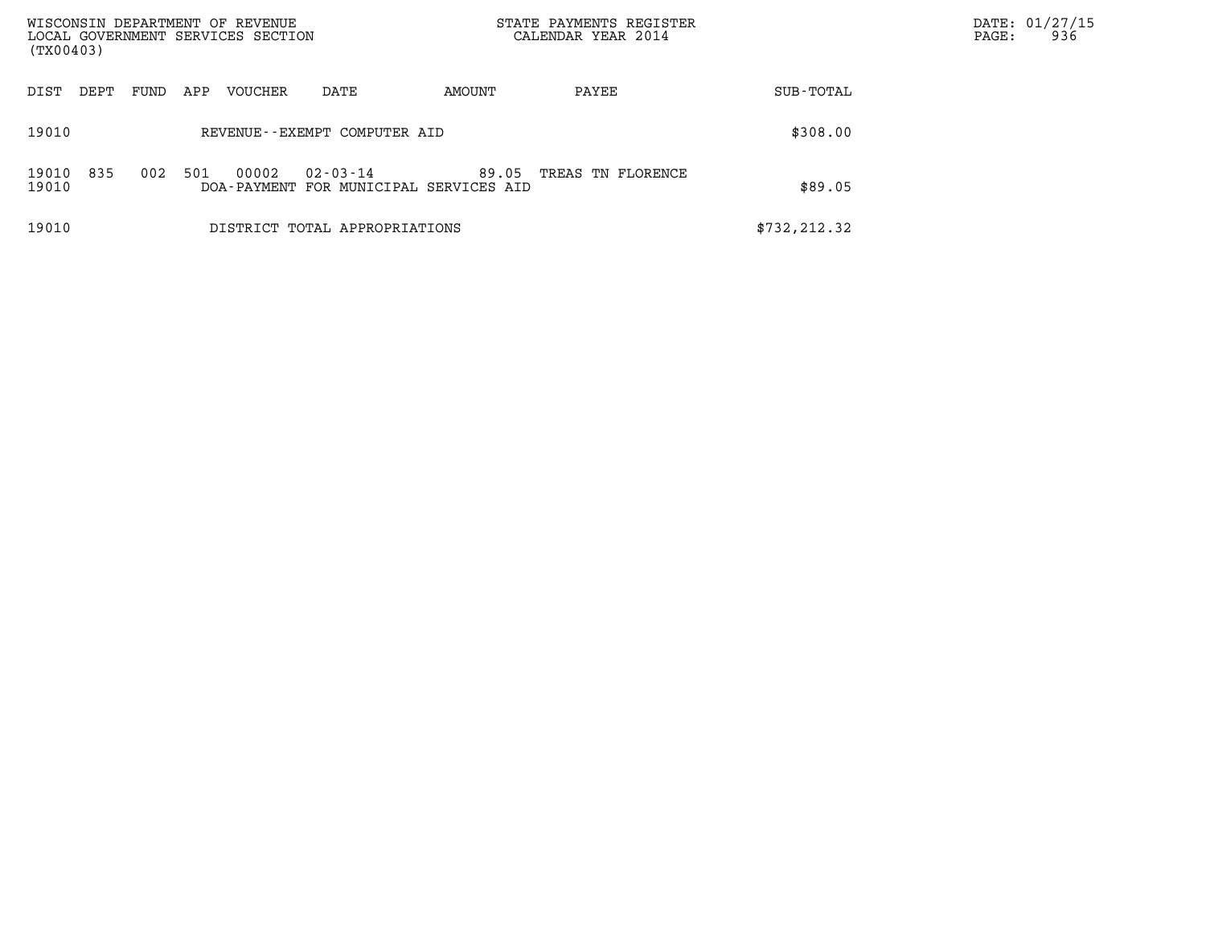WISCONSIN DEPARTMENT OF REVENUE
LOCAL GOVERNMENT SERVICES SECTION
(TX00403)

STATE PAYMENTS REGISTER
CALENDAR YEAR 2014

DATE: 01/27/15

| DIST | DEPT | FUND | APP | VOUCHER | DATE | AMOUNT | PAYEE | SUB-TOTAL |
|---|---|---|---|---|---|---|---|---|
| 19010 | | | | REVENUE--EXEMPT COMPUTER AID | | | | $308.00 |
| 19010 | 835 | 002 | 501 | 00002 | 02-03-14 | 89.05 | TREAS TN FLORENCE | |
| 19010 | | | | DOA-PAYMENT FOR MUNICIPAL SERVICES AID | | | | $89.05 |
| 19010 | | | | DISTRICT TOTAL APPROPRIATIONS | | | | $732,212.32 |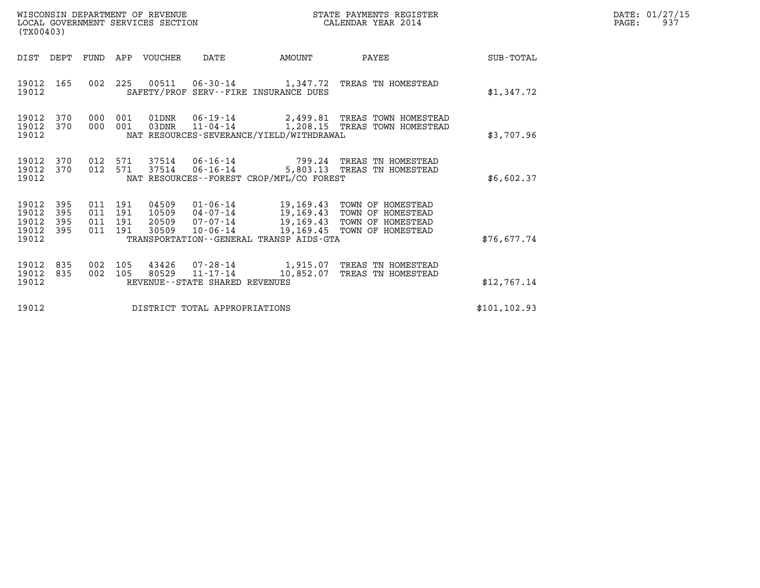WISCONSIN DEPARTMENT OF REVENUE
LOCAL GOVERNMENT SERVICES SECTION
(TX00403)

STATE PAYMENTS REGISTER
CALENDAR YEAR 2014

DATE: 01/27/15
PAGE: 937

| DIST | DEPT | FUND | APP | VOUCHER | DATE | AMOUNT | PAYEE | SUB-TOTAL |
|---|---|---|---|---|---|---|---|---|
| 19012 | 165 | 002 | 225 | 00511 | 06-30-14 | 1,347.72 | TREAS TN HOMESTEAD | |
| 19012 | | | | | SAFETY/PROF SERV--FIRE INSURANCE DUES | | | $1,347.72 |
| 19012 | 370 | 000 | 001 | 01DNR | 06-19-14 | 2,499.81 | TREAS TOWN HOMESTEAD | |
| 19012 | 370 | 000 | 001 | 03DNR | 11-04-14 | 1,208.15 | TREAS TOWN HOMESTEAD | |
| 19012 | | | | | NAT RESOURCES-SEVERANCE/YIELD/WITHDRAWAL | | | $3,707.96 |
| 19012 | 370 | 012 | 571 | 37514 | 06-16-14 | 799.24 | TREAS TN HOMESTEAD | |
| 19012 | 370 | 012 | 571 | 37514 | 06-16-14 | 5,803.13 | TREAS TN HOMESTEAD | |
| 19012 | | | | | NAT RESOURCES--FOREST CROP/MFL/CO FOREST | | | $6,602.37 |
| 19012 | 395 | 011 | 191 | 04509 | 01-06-14 | 19,169.43 | TOWN OF HOMESTEAD | |
| 19012 | 395 | 011 | 191 | 10509 | 04-07-14 | 19,169.43 | TOWN OF HOMESTEAD | |
| 19012 | 395 | 011 | 191 | 20509 | 07-07-14 | 19,169.43 | TOWN OF HOMESTEAD | |
| 19012 | 395 | 011 | 191 | 30509 | 10-06-14 | 19,169.45 | TOWN OF HOMESTEAD | |
| 19012 | | | | | TRANSPORTATION--GENERAL TRANSP AIDS-GTA | | | $76,677.74 |
| 19012 | 835 | 002 | 105 | 43426 | 07-28-14 | 1,915.07 | TREAS TN HOMESTEAD | |
| 19012 | 835 | 002 | 105 | 80529 | 11-17-14 | 10,852.07 | TREAS TN HOMESTEAD | |
| 19012 | | | | | REVENUE--STATE SHARED REVENUES | | | $12,767.14 |
| 19012 | | | | | DISTRICT TOTAL APPROPRIATIONS | | | $101,102.93 |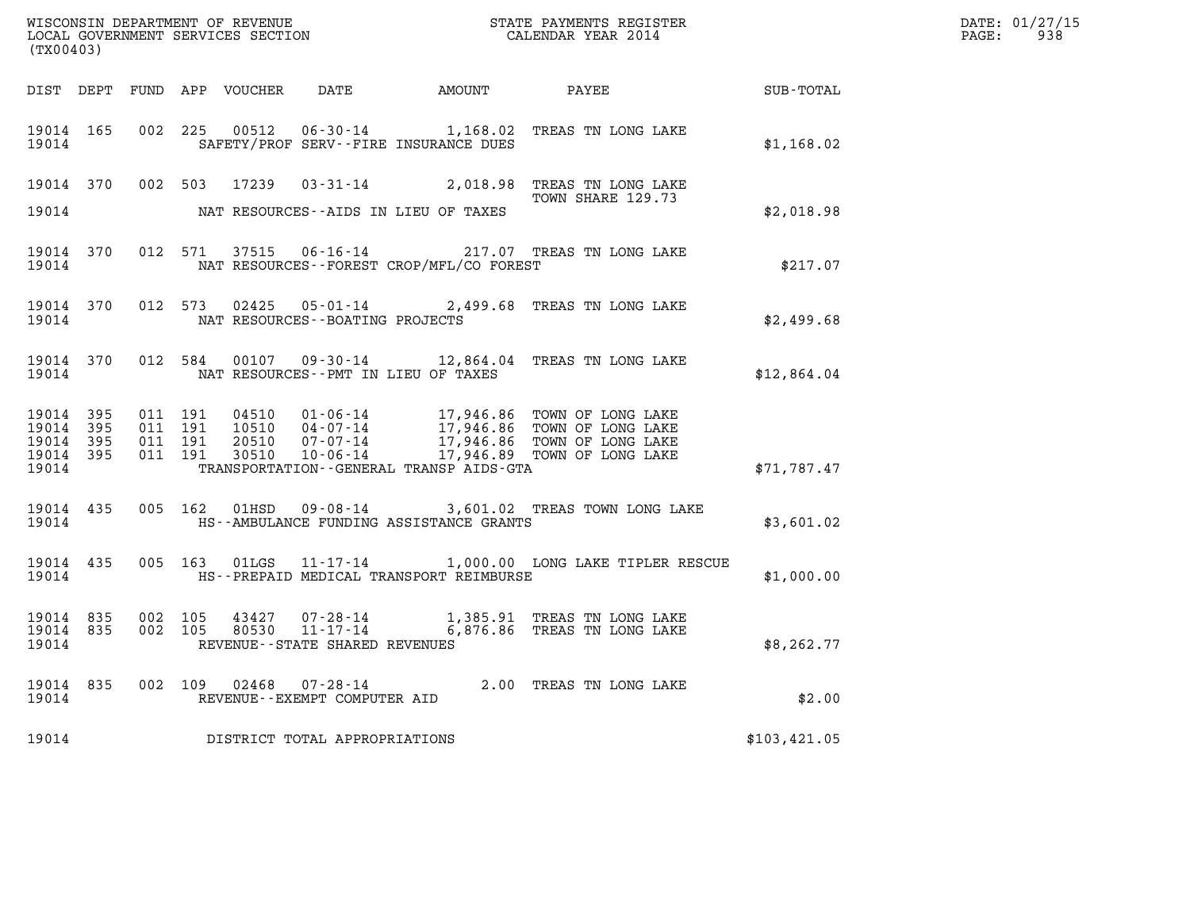WISCONSIN DEPARTMENT OF REVENUE
LOCAL GOVERNMENT SERVICES SECTION
(TX00403)

STATE PAYMENTS REGISTER
CALENDAR YEAR 2014

DATE: 01/27/15
PAGE: 938

| DIST | DEPT | FUND | APP | VOUCHER | DATE | AMOUNT | PAYEE | SUB-TOTAL |
|---|---|---|---|---|---|---|---|---|
| 19014 | 165 | 002 | 225 | 00512 | 06-30-14 | 1,168.02 | TREAS TN LONG LAKE | |
| 19014 | | | | | SAFETY/PROF SERV--FIRE INSURANCE DUES | | | $1,168.02 |
| 19014 | 370 | 002 | 503 | 17239 | 03-31-14 | 2,018.98 | TREAS TN LONG LAKE TOWN SHARE 129.73 | |
| 19014 | | | | | NAT RESOURCES--AIDS IN LIEU OF TAXES | | | $2,018.98 |
| 19014 | 370 | 012 | 571 | 37515 | 06-16-14 | 217.07 | TREAS TN LONG LAKE | |
| 19014 | | | | | NAT RESOURCES--FOREST CROP/MFL/CO FOREST | | | $217.07 |
| 19014 | 370 | 012 | 573 | 02425 | 05-01-14 | 2,499.68 | TREAS TN LONG LAKE | |
| 19014 | | | | | NAT RESOURCES--BOATING PROJECTS | | | $2,499.68 |
| 19014 | 370 | 012 | 584 | 00107 | 09-30-14 | 12,864.04 | TREAS TN LONG LAKE | |
| 19014 | | | | | NAT RESOURCES--PMT IN LIEU OF TAXES | | | $12,864.04 |
| 19014 | 395 | 011 | 191 | 04510 | 01-06-14 | 17,946.86 | TOWN OF LONG LAKE | |
| 19014 | 395 | 011 | 191 | 10510 | 04-07-14 | 17,946.86 | TOWN OF LONG LAKE | |
| 19014 | 395 | 011 | 191 | 20510 | 07-07-14 | 17,946.86 | TOWN OF LONG LAKE | |
| 19014 | 395 | 011 | 191 | 30510 | 10-06-14 | 17,946.89 | TOWN OF LONG LAKE | |
| 19014 | | | | | TRANSPORTATION--GENERAL TRANSP AIDS-GTA | | | $71,787.47 |
| 19014 | 435 | 005 | 162 | 01HSD | 09-08-14 | 3,601.02 | TREAS TOWN LONG LAKE | |
| 19014 | | | | | HS--AMBULANCE FUNDING ASSISTANCE GRANTS | | | $3,601.02 |
| 19014 | 435 | 005 | 163 | 01LGS | 11-17-14 | 1,000.00 | LONG LAKE TIPLER RESCUE | |
| 19014 | | | | | HS--PREPAID MEDICAL TRANSPORT REIMBURSE | | | $1,000.00 |
| 19014 | 835 | 002 | 105 | 43427 | 07-28-14 | 1,385.91 | TREAS TN LONG LAKE | |
| 19014 | 835 | 002 | 105 | 80530 | 11-17-14 | 6,876.86 | TREAS TN LONG LAKE | |
| 19014 | | | | | REVENUE--STATE SHARED REVENUES | | | $8,262.77 |
| 19014 | 835 | 002 | 109 | 02468 | 07-28-14 | 2.00 | TREAS TN LONG LAKE | |
| 19014 | | | | | REVENUE--EXEMPT COMPUTER AID | | | $2.00 |
| 19014 | | | | | DISTRICT TOTAL APPROPRIATIONS | | | $103,421.05 |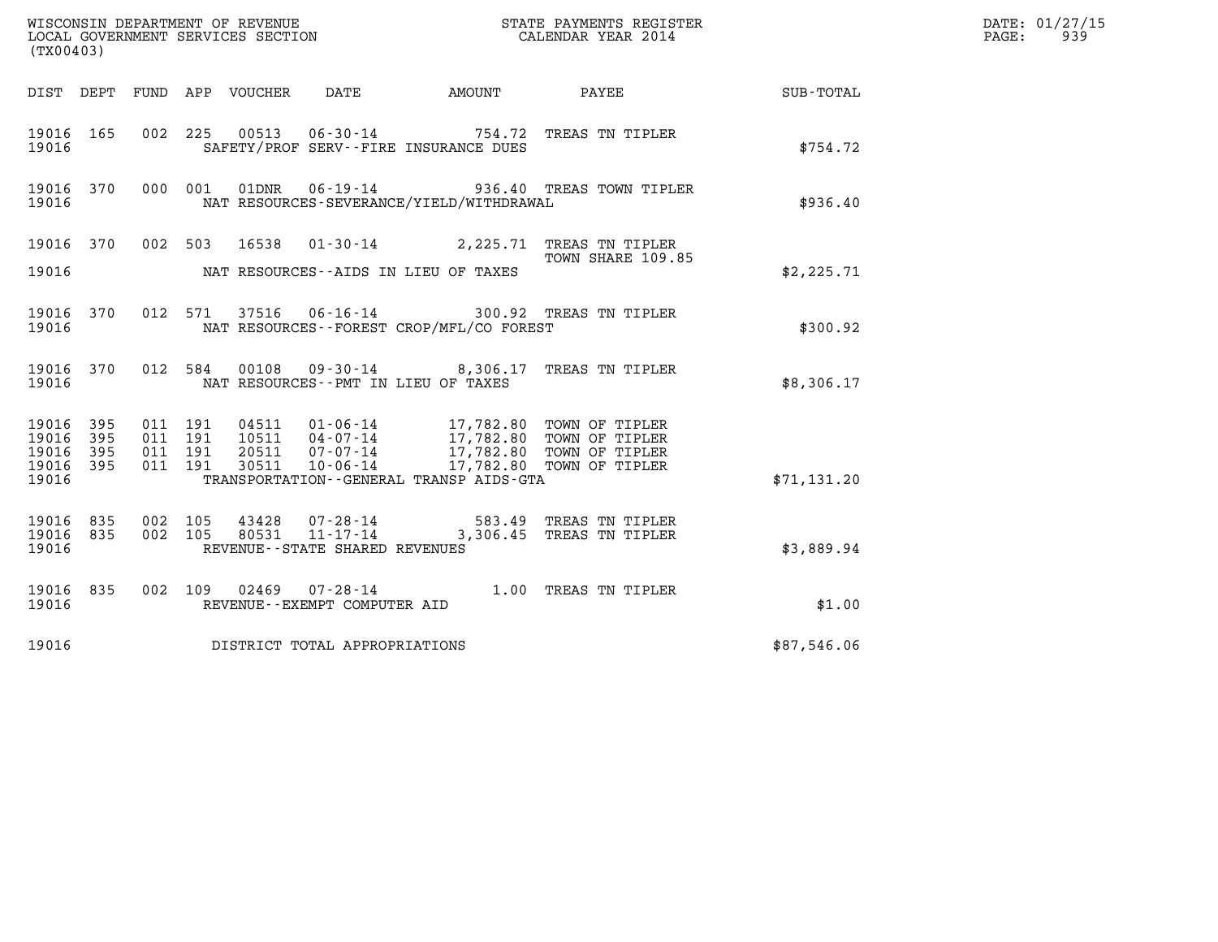WISCONSIN DEPARTMENT OF REVENUE
LOCAL GOVERNMENT SERVICES SECTION
(TX00403)

STATE PAYMENTS REGISTER
CALENDAR YEAR 2014

DATE: 01/27/15
PAGE: 939

| DIST | DEPT | FUND | APP | VOUCHER | DATE | AMOUNT | PAYEE | SUB-TOTAL |
|---|---|---|---|---|---|---|---|---|
| 19016 | 165 | 002 | 225 | 00513 | 06-30-14 | 754.72 | TREAS TN TIPLER | |
| 19016 | | | | | SAFETY/PROF SERV--FIRE INSURANCE DUES | | | $754.72 |
| 19016 | 370 | 000 | 001 | 01DNR | 06-19-14 | 936.40 | TREAS TOWN TIPLER | |
| 19016 | | | | | NAT RESOURCES-SEVERANCE/YIELD/WITHDRAWAL | | | $936.40 |
| 19016 | 370 | 002 | 503 | 16538 | 01-30-14 | 2,225.71 | TREAS TN TIPLER TOWN SHARE 109.85 | |
| 19016 | | | | | NAT RESOURCES--AIDS IN LIEU OF TAXES | | | $2,225.71 |
| 19016 | 370 | 012 | 571 | 37516 | 06-16-14 | 300.92 | TREAS TN TIPLER | |
| 19016 | | | | | NAT RESOURCES--FOREST CROP/MFL/CO FOREST | | | $300.92 |
| 19016 | 370 | 012 | 584 | 00108 | 09-30-14 | 8,306.17 | TREAS TN TIPLER | |
| 19016 | | | | | NAT RESOURCES--PMT IN LIEU OF TAXES | | | $8,306.17 |
| 19016 | 395 | 011 | 191 | 04511 | 01-06-14 | 17,782.80 | TOWN OF TIPLER | |
| 19016 | 395 | 011 | 191 | 10511 | 04-07-14 | 17,782.80 | TOWN OF TIPLER | |
| 19016 | 395 | 011 | 191 | 20511 | 07-07-14 | 17,782.80 | TOWN OF TIPLER | |
| 19016 | 395 | 011 | 191 | 30511 | 10-06-14 | 17,782.80 | TOWN OF TIPLER | |
| 19016 | | | | | TRANSPORTATION--GENERAL TRANSP AIDS-GTA | | | $71,131.20 |
| 19016 | 835 | 002 | 105 | 43428 | 07-28-14 | 583.49 | TREAS TN TIPLER | |
| 19016 | 835 | 002 | 105 | 80531 | 11-17-14 | 3,306.45 | TREAS TN TIPLER | |
| 19016 | | | | | REVENUE--STATE SHARED REVENUES | | | $3,889.94 |
| 19016 | 835 | 002 | 109 | 02469 | 07-28-14 | 1.00 | TREAS TN TIPLER | |
| 19016 | | | | | REVENUE--EXEMPT COMPUTER AID | | | $1.00 |
| 19016 | | | | | DISTRICT TOTAL APPROPRIATIONS | | | $87,546.06 |